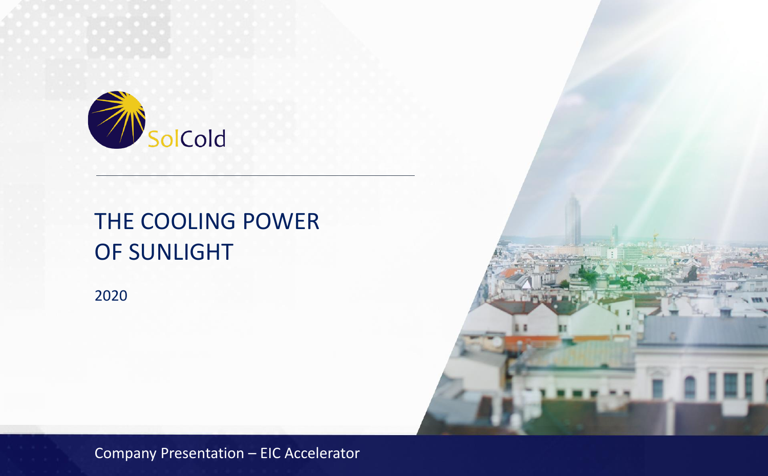SolCold

# THE COOLING POWER OF SUNLIGHT

2020

Company Presentation – EIC Accelerator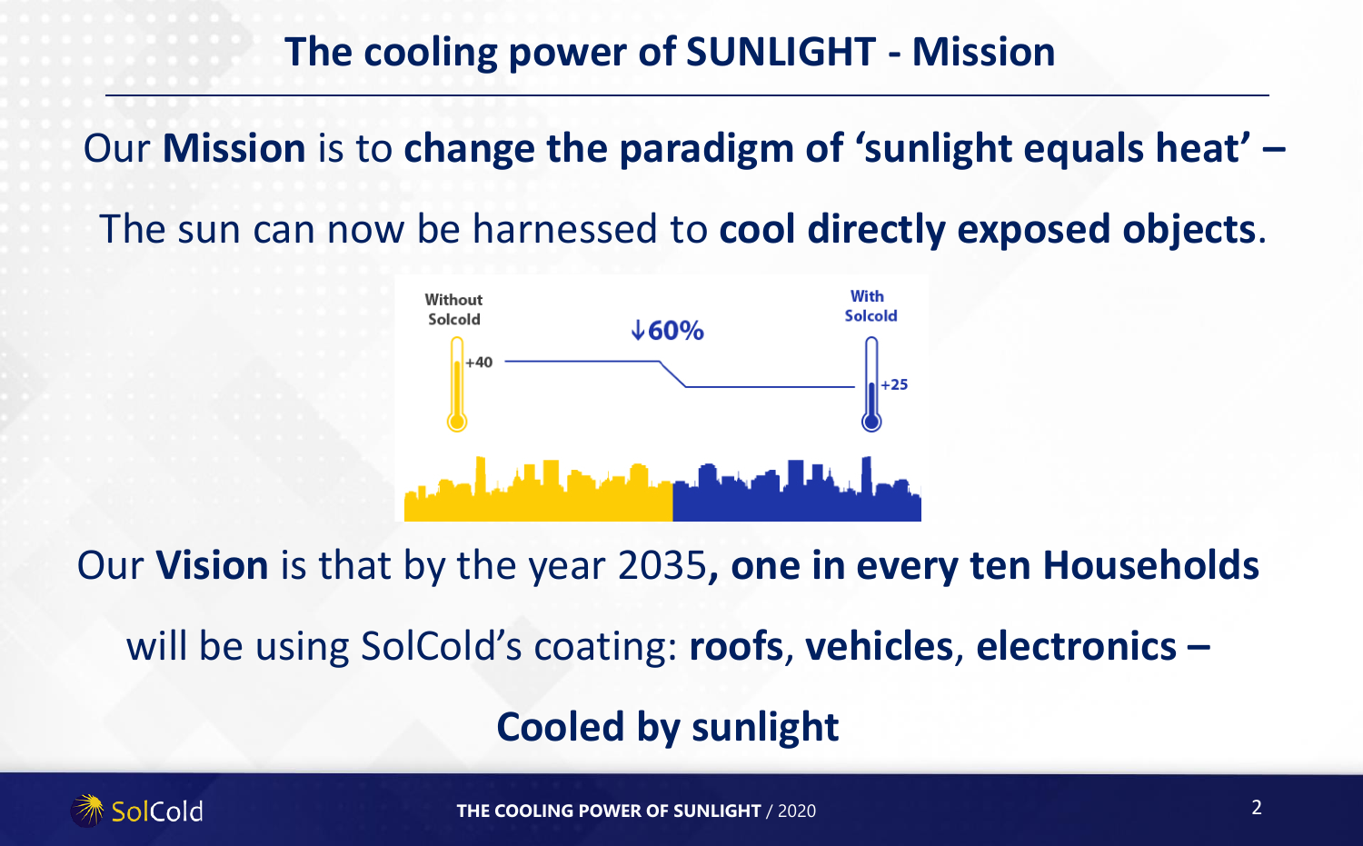# The cooling power of SUNLIGHT - Mission

Our **Mission** is to **change the paradigm of 'sunlight equals heat' –**

The sun can now be harnessed to **cool directly exposed objects**.

Without Solcold +40 ↓60% With Solcold +25

Our **Vision** is that by the year 2035**, one in every ten Households**

will be using SolCold's coating: **roofs**, **vehicles**, **electronics –**

**Cooled by sunlight**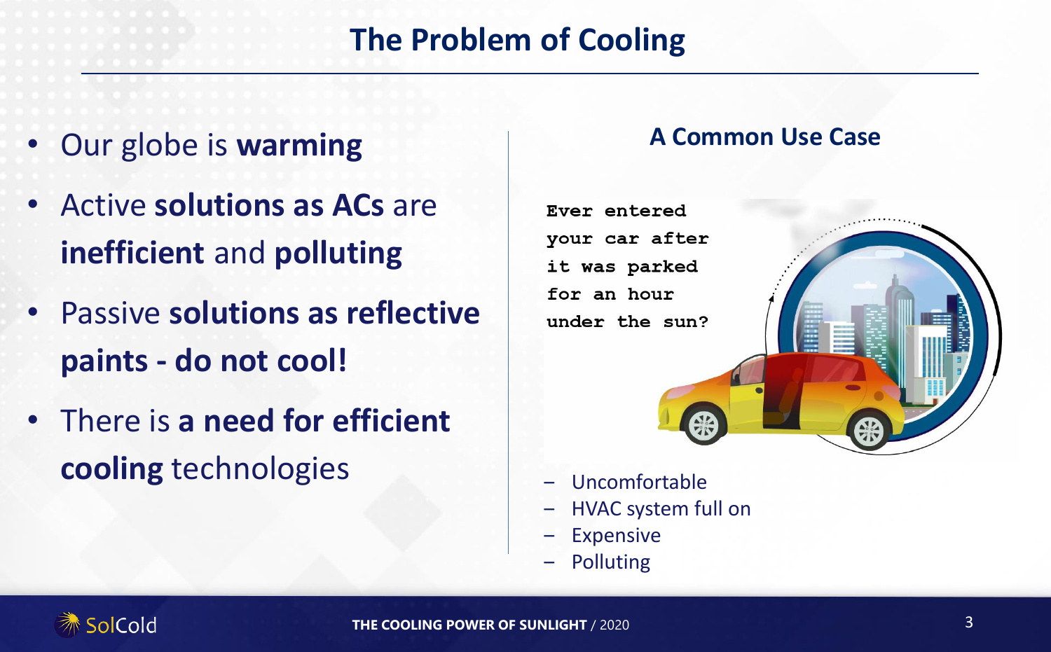# The Problem of Cooling

- Our globe is **warming**
- Active **solutions as ACs** are **inefficient** and **polluting**
- Passive **solutions as reflective paints - do not cool!**
- There is **a need for efficient cooling** technologies

## A Common Use Case

Ever entered your car after it was parked for an hour under the sun?

- Uncomfortable
- HVAC system full on
- Expensive
- Polluting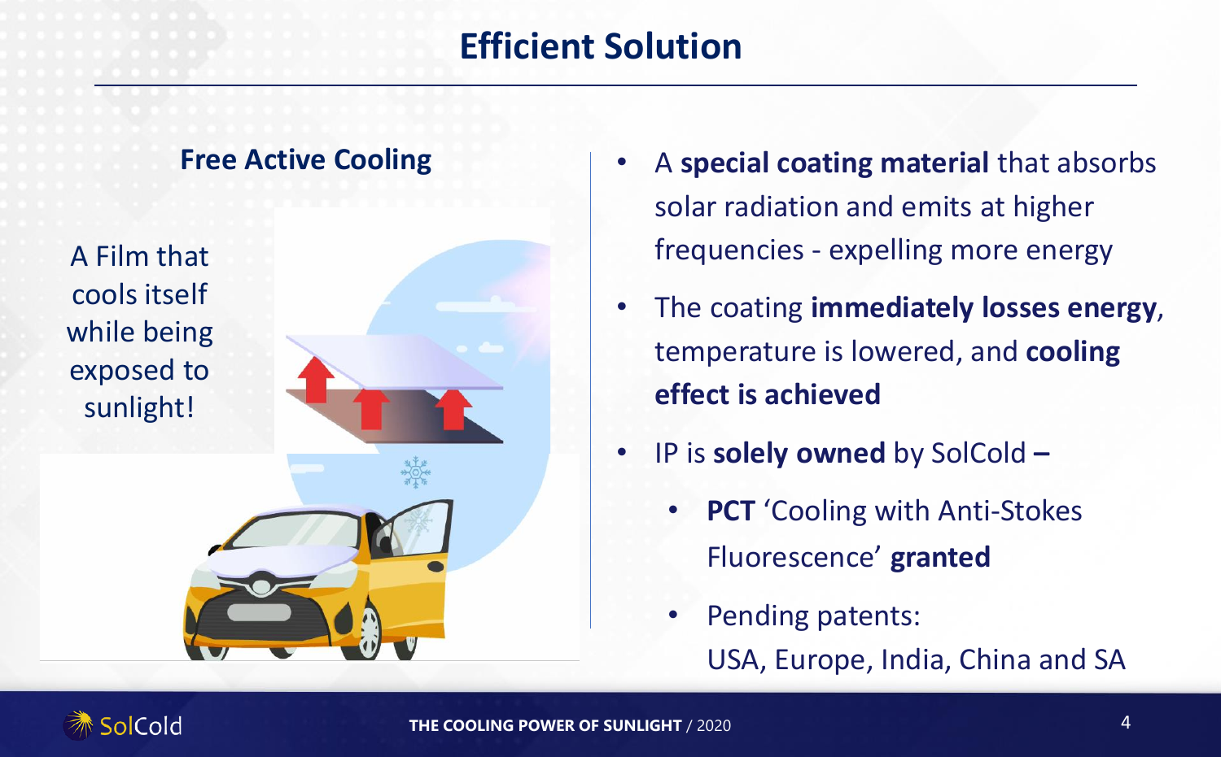# Efficient Solution

## Free Active Cooling

A Film that cools itself while being exposed to sunlight!

- A **special coating material** that absorbs solar radiation and emits at higher frequencies - expelling more energy
- The coating **immediately losses energy**, temperature is lowered, and **cooling effect is achieved**
- IP is **solely owned** by SolCold **–**
  - **PCT** 'Cooling with Anti-Stokes Fluorescence' **granted**
  - Pending patents:
    USA, Europe, India, China and SA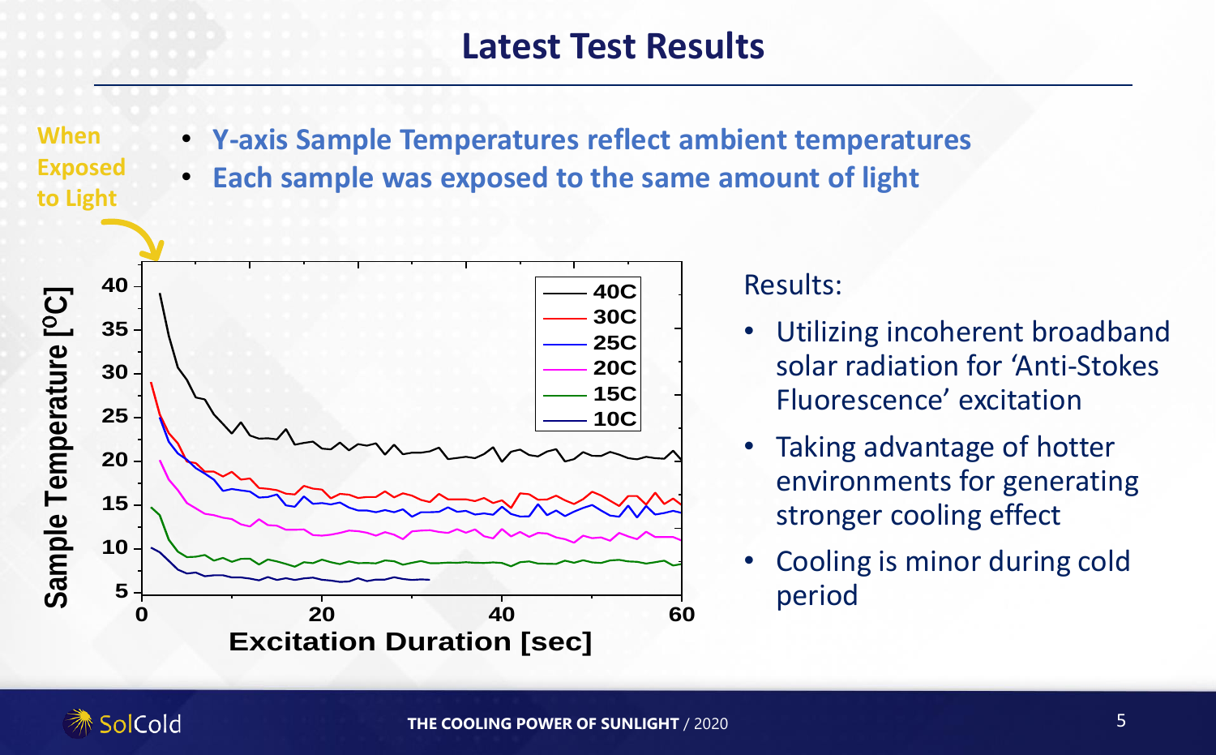# Latest Test Results

When Exposed to Light

- **Y-axis Sample Temperatures reflect ambient temperatures**
- **Each sample was exposed to the same amount of light**

Results:

- Utilizing incoherent broadband solar radiation for 'Anti-Stokes Fluorescence' excitation
- Taking advantage of hotter environments for generating stronger cooling effect
- Cooling is minor during cold period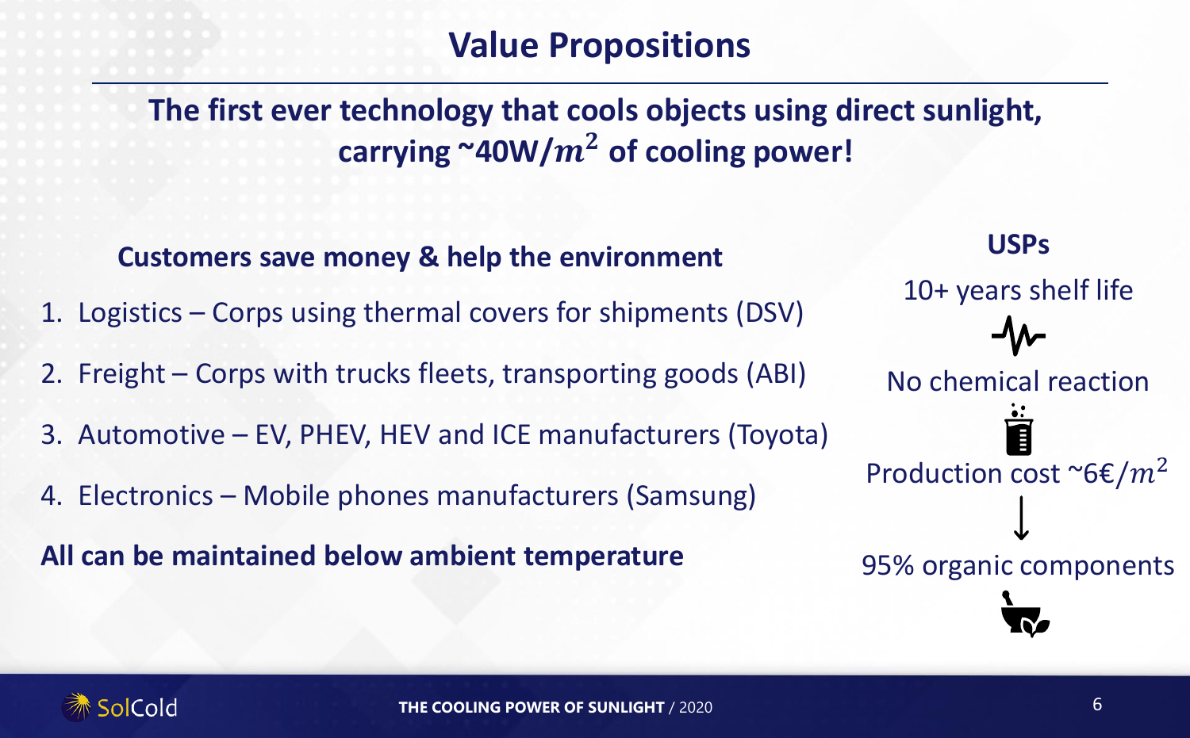# Value Propositions

**The first ever technology that cools objects using direct sunlight, carrying ~40W/$m^2$ of cooling power!**

**Customers save money & help the environment**

1. Logistics – Corps using thermal covers for shipments (DSV)
2. Freight – Corps with trucks fleets, transporting goods (ABI)
3. Automotive – EV, PHEV, HEV and ICE manufacturers (Toyota)
4. Electronics – Mobile phones manufacturers (Samsung)

**All can be maintained below ambient temperature**

**USPs**

10+ years shelf life

No chemical reaction

Production cost ~6€/$m^2$

95% organic components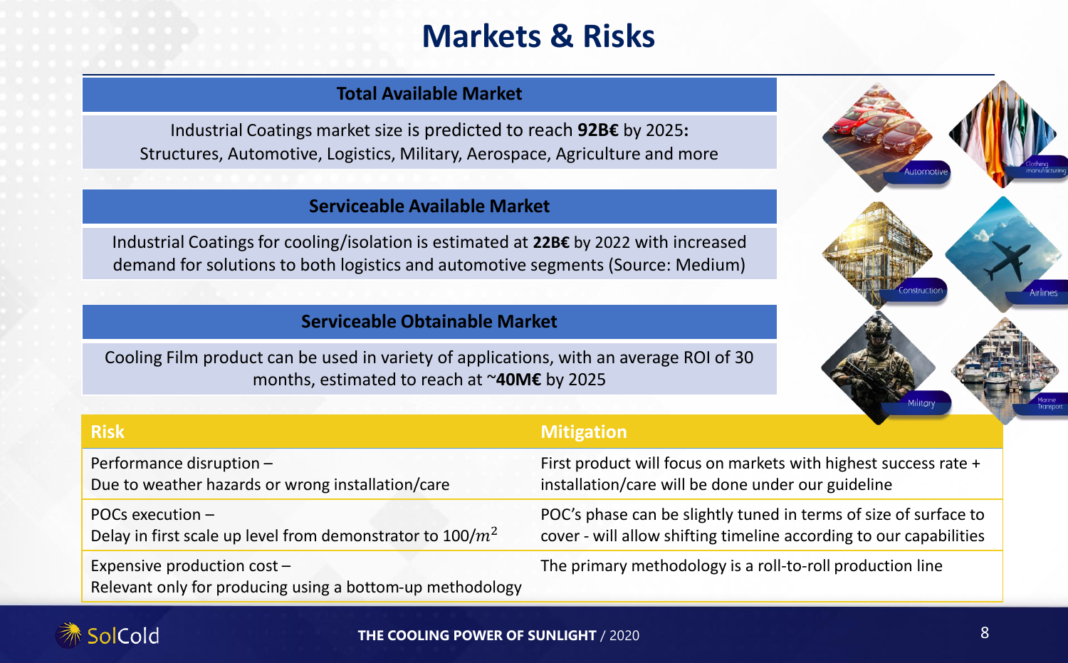# Markets & Risks

## Total Available Market

Industrial Coatings market size is predicted to reach **92B€** by 2025:
Structures, Automotive, Logistics, Military, Aerospace, Agriculture and more

## Serviceable Available Market

Industrial Coatings for cooling/isolation is estimated at **22B€** by 2022 with increased demand for solutions to both logistics and automotive segments (Source: Medium)

## Serviceable Obtainable Market

Cooling Film product can be used in variety of applications, with an average ROI of 30 months, estimated to reach at ~**40M€** by 2025

| Risk | Mitigation |
|---|---|
| Performance disruption – Due to weather hazards or wrong installation/care | First product will focus on markets with highest success rate + installation/care will be done under our guideline |
| POCs execution – Delay in first scale up level from demonstrator to $100/m^2$ | POC's phase can be slightly tuned in terms of size of surface to cover - will allow shifting timeline according to our capabilities |
| Expensive production cost – Relevant only for producing using a bottom-up methodology | The primary methodology is a roll-to-roll production line |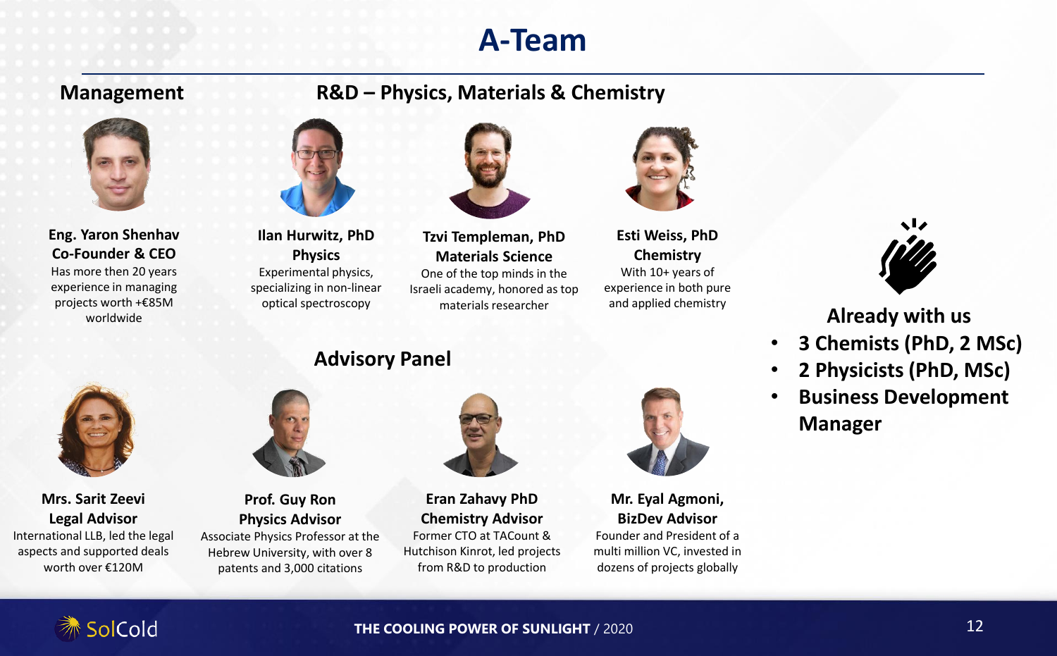# A-Team

## Management

**Eng. Yaron Shenhav**
**Co-Founder & CEO**
Has more then 20 years experience in managing projects worth +€85M worldwide

## R&D – Physics, Materials & Chemistry

**Ilan Hurwitz, PhD**
**Physics**
Experimental physics, specializing in non-linear optical spectroscopy

**Tzvi Templeman, PhD**
**Materials Science**
One of the top minds in the Israeli academy, honored as top materials researcher

**Esti Weiss, PhD**
**Chemistry**
With 10+ years of experience in both pure and applied chemistry

## Advisory Panel

**Mrs. Sarit Zeevi**
**Legal Advisor**
International LLB, led the legal aspects and supported deals worth over €120M

**Prof. Guy Ron**
**Physics Advisor**
Associate Physics Professor at the Hebrew University, with over 8 patents and 3,000 citations

**Eran Zahavy PhD**
**Chemistry Advisor**
Former CTO at TACount & Hutchison Kinrot, led projects from R&D to production

**Mr. Eyal Agmoni,**
**BizDev Advisor**
Founder and President of a multi million VC, invested in dozens of projects globally

## Already with us

- **3 Chemists (PhD, 2 MSc)**
- **2 Physicists (PhD, MSc)**
- **Business Development Manager**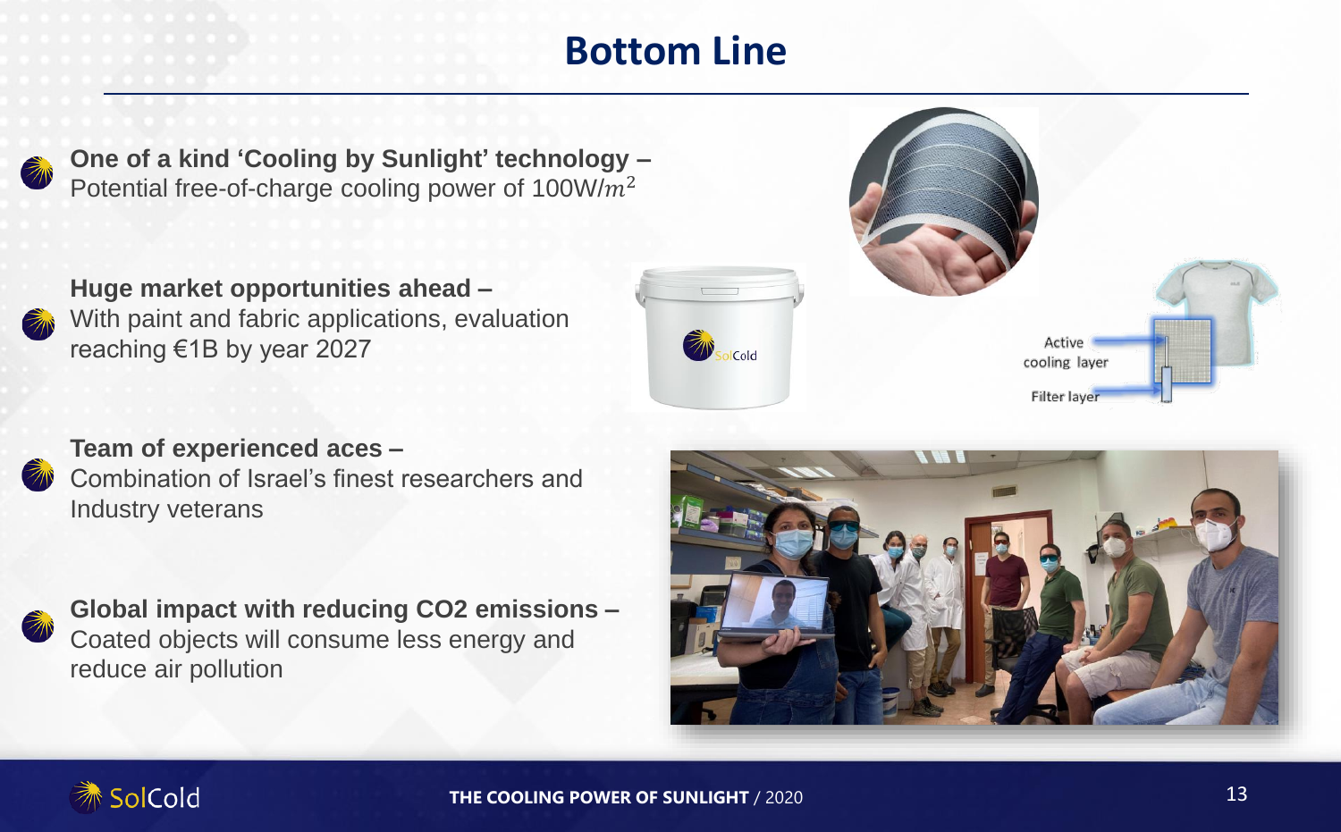# Bottom Line

**One of a kind 'Cooling by Sunlight' technology –**
Potential free-of-charge cooling power of 100W/$m^2$

**Huge market opportunities ahead –**
With paint and fabric applications, evaluation reaching €1B by year 2027

**Team of experienced aces –**
Combination of Israel's finest researchers and Industry veterans

**Global impact with reducing CO2 emissions –**
Coated objects will consume less energy and reduce air pollution

SolCold

Active cooling layer

Filter layer